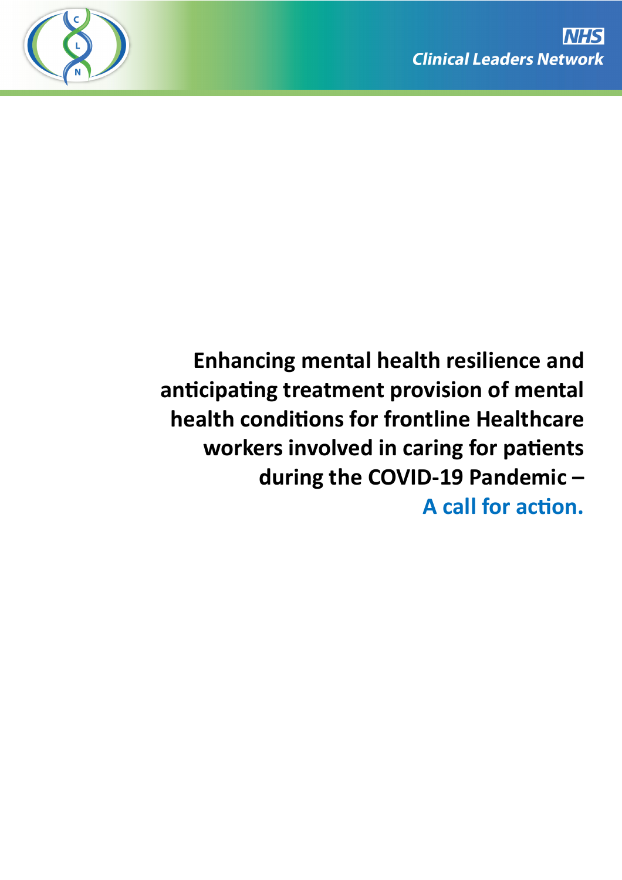NHS
Clinical Leaders Network

# Enhancing mental health resilience and anticipating treatment provision of mental health conditions for frontline Healthcare workers involved in caring for patients during the COVID-19 Pandemic – A call for action.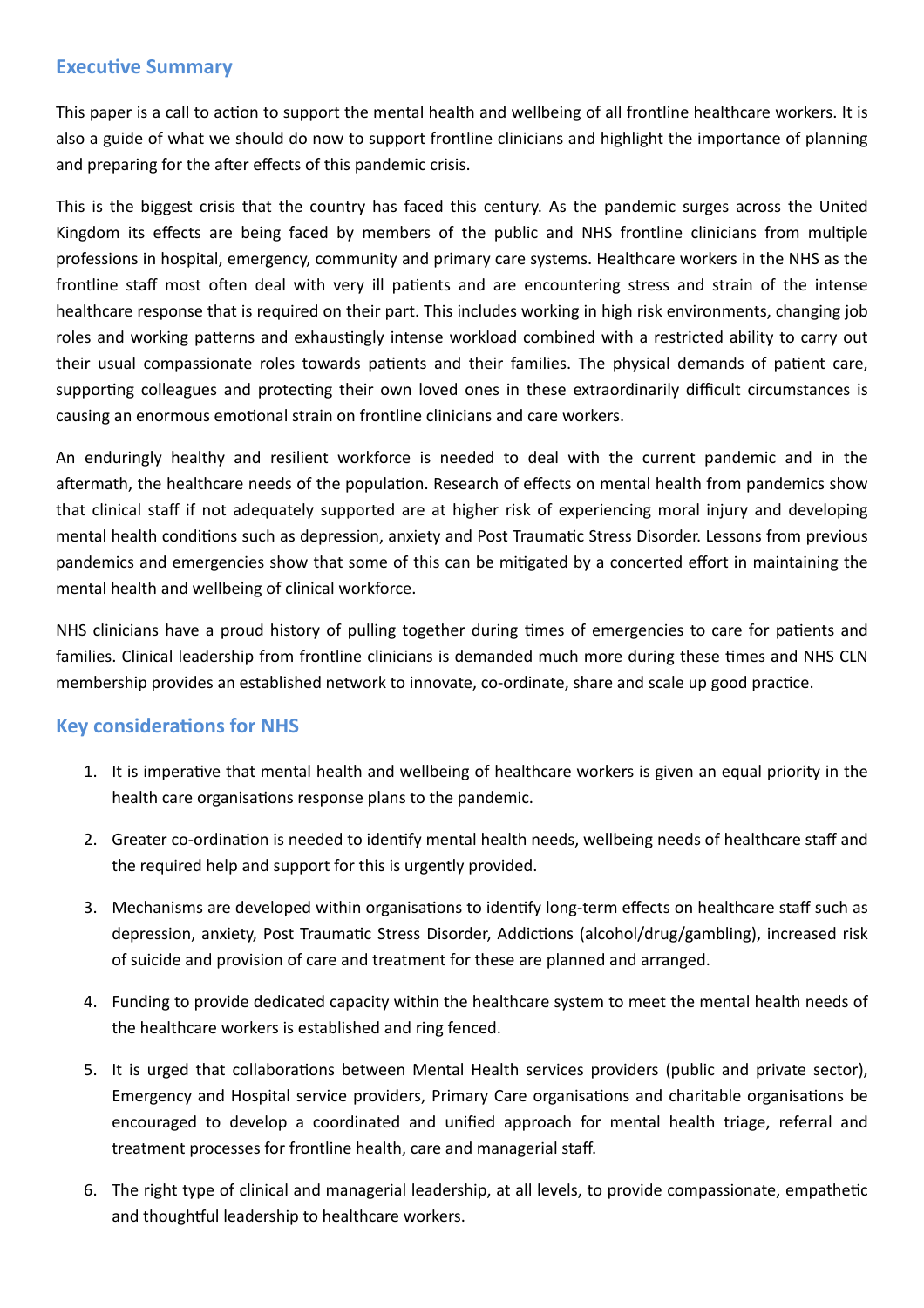## Executive Summary

This paper is a call to action to support the mental health and wellbeing of all frontline healthcare workers. It is also a guide of what we should do now to support frontline clinicians and highlight the importance of planning and preparing for the after effects of this pandemic crisis.

This is the biggest crisis that the country has faced this century. As the pandemic surges across the United Kingdom its effects are being faced by members of the public and NHS frontline clinicians from multiple professions in hospital, emergency, community and primary care systems. Healthcare workers in the NHS as the frontline staff most often deal with very ill patients and are encountering stress and strain of the intense healthcare response that is required on their part. This includes working in high risk environments, changing job roles and working patterns and exhaustingly intense workload combined with a restricted ability to carry out their usual compassionate roles towards patients and their families. The physical demands of patient care, supporting colleagues and protecting their own loved ones in these extraordinarily difficult circumstances is causing an enormous emotional strain on frontline clinicians and care workers.

An enduringly healthy and resilient workforce is needed to deal with the current pandemic and in the aftermath, the healthcare needs of the population. Research of effects on mental health from pandemics show that clinical staff if not adequately supported are at higher risk of experiencing moral injury and developing mental health conditions such as depression, anxiety and Post Traumatic Stress Disorder. Lessons from previous pandemics and emergencies show that some of this can be mitigated by a concerted effort in maintaining the mental health and wellbeing of clinical workforce.

NHS clinicians have a proud history of pulling together during times of emergencies to care for patients and families. Clinical leadership from frontline clinicians is demanded much more during these times and NHS CLN membership provides an established network to innovate, co-ordinate, share and scale up good practice.

## Key considerations for NHS

1. It is imperative that mental health and wellbeing of healthcare workers is given an equal priority in the health care organisations response plans to the pandemic.
2. Greater co-ordination is needed to identify mental health needs, wellbeing needs of healthcare staff and the required help and support for this is urgently provided.
3. Mechanisms are developed within organisations to identify long-term effects on healthcare staff such as depression, anxiety, Post Traumatic Stress Disorder, Addictions (alcohol/drug/gambling), increased risk of suicide and provision of care and treatment for these are planned and arranged.
4. Funding to provide dedicated capacity within the healthcare system to meet the mental health needs of the healthcare workers is established and ring fenced.
5. It is urged that collaborations between Mental Health services providers (public and private sector), Emergency and Hospital service providers, Primary Care organisations and charitable organisations be encouraged to develop a coordinated and unified approach for mental health triage, referral and treatment processes for frontline health, care and managerial staff.
6. The right type of clinical and managerial leadership, at all levels, to provide compassionate, empathetic and thoughtful leadership to healthcare workers.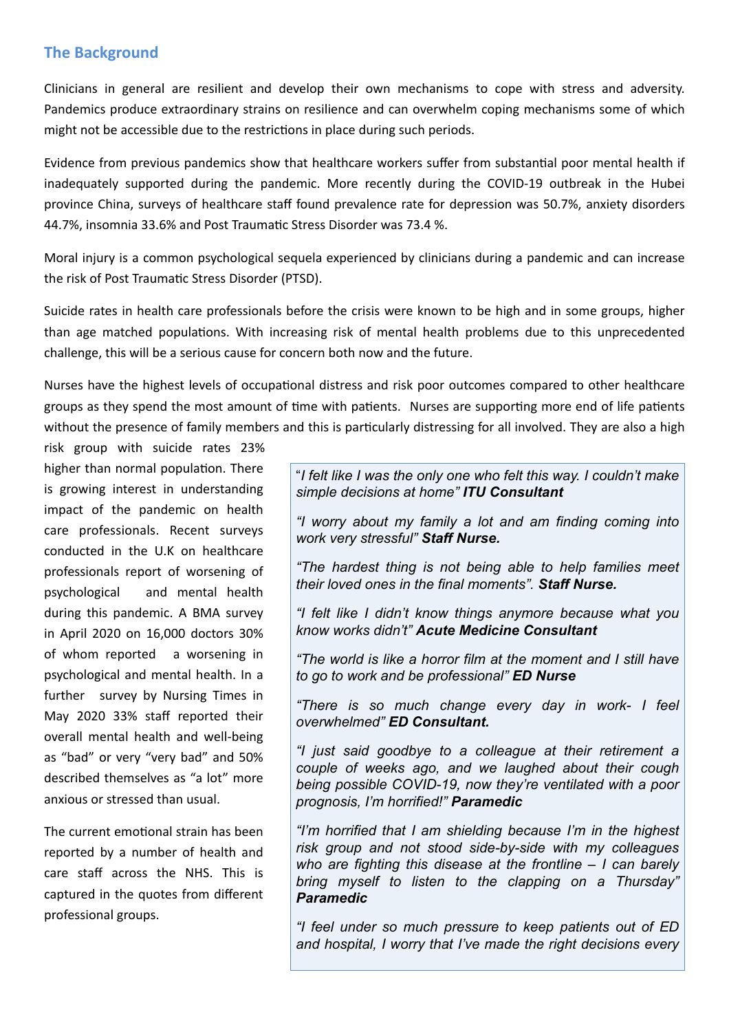## The Background

Clinicians in general are resilient and develop their own mechanisms to cope with stress and adversity. Pandemics produce extraordinary strains on resilience and can overwhelm coping mechanisms some of which might not be accessible due to the restrictions in place during such periods.

Evidence from previous pandemics show that healthcare workers suffer from substantial poor mental health if inadequately supported during the pandemic. More recently during the COVID-19 outbreak in the Hubei province China, surveys of healthcare staff found prevalence rate for depression was 50.7%, anxiety disorders 44.7%, insomnia 33.6% and Post Traumatic Stress Disorder was 73.4 %.

Moral injury is a common psychological sequela experienced by clinicians during a pandemic and can increase the risk of Post Traumatic Stress Disorder (PTSD).

Suicide rates in health care professionals before the crisis were known to be high and in some groups, higher than age matched populations. With increasing risk of mental health problems due to this unprecedented challenge, this will be a serious cause for concern both now and the future.

Nurses have the highest levels of occupational distress and risk poor outcomes compared to other healthcare groups as they spend the most amount of time with patients. Nurses are supporting more end of life patients without the presence of family members and this is particularly distressing for all involved. They are also a high risk group with suicide rates 23% higher than normal population. There is growing interest in understanding impact of the pandemic on health care professionals. Recent surveys conducted in the U.K on healthcare professionals report of worsening of psychological and mental health during this pandemic. A BMA survey in April 2020 on 16,000 doctors 30% of whom reported a worsening in psychological and mental health. In a further survey by Nursing Times in May 2020 33% staff reported their overall mental health and well-being as "bad" or very "very bad" and 50% described themselves as "a lot" more anxious or stressed than usual.

The current emotional strain has been reported by a number of health and care staff across the NHS. This is captured in the quotes from different professional groups.

> "*I felt like I was the only one who felt this way. I couldn't make simple decisions at home*" ***ITU Consultant***
>
> *"I worry about my family a lot and am finding coming into work very stressful"* ***Staff Nurse.***
>
> *"The hardest thing is not being able to help families meet their loved ones in the final moments".* ***Staff Nurse.***
>
> *"I felt like I didn't know things anymore because what you know works didn't"* ***Acute Medicine Consultant***
>
> *"The world is like a horror film at the moment and I still have to go to work and be professional"* ***ED Nurse***
>
> *"There is so much change every day in work- I feel overwhelmed"* ***ED Consultant.***
>
> *"I just said goodbye to a colleague at their retirement a couple of weeks ago, and we laughed about their cough being possible COVID-19, now they're ventilated with a poor prognosis, I'm horrified!"* ***Paramedic***
>
> *"I'm horrified that I am shielding because I'm in the highest risk group and not stood side-by-side with my colleagues who are fighting this disease at the frontline – I can barely bring myself to listen to the clapping on a Thursday"* ***Paramedic***
>
> *"I feel under so much pressure to keep patients out of ED and hospital, I worry that I've made the right decisions every*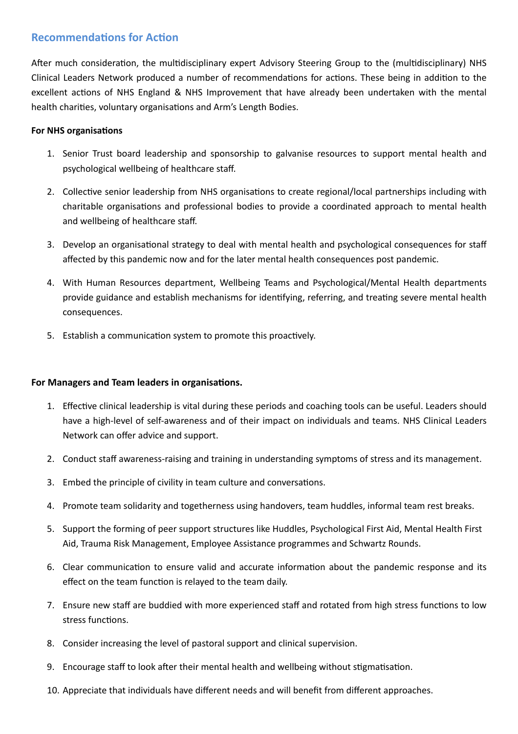## Recommendations for Action

After much consideration, the multidisciplinary expert Advisory Steering Group to the (multidisciplinary) NHS Clinical Leaders Network produced a number of recommendations for actions. These being in addition to the excellent actions of NHS England & NHS Improvement that have already been undertaken with the mental health charities, voluntary organisations and Arm's Length Bodies.

**For NHS organisations**

1. Senior Trust board leadership and sponsorship to galvanise resources to support mental health and psychological wellbeing of healthcare staff.
2. Collective senior leadership from NHS organisations to create regional/local partnerships including with charitable organisations and professional bodies to provide a coordinated approach to mental health and wellbeing of healthcare staff.
3. Develop an organisational strategy to deal with mental health and psychological consequences for staff affected by this pandemic now and for the later mental health consequences post pandemic.
4. With Human Resources department, Wellbeing Teams and Psychological/Mental Health departments provide guidance and establish mechanisms for identifying, referring, and treating severe mental health consequences.
5. Establish a communication system to promote this proactively.

**For Managers and Team leaders in organisations.**

1. Effective clinical leadership is vital during these periods and coaching tools can be useful. Leaders should have a high-level of self-awareness and of their impact on individuals and teams. NHS Clinical Leaders Network can offer advice and support.
2. Conduct staff awareness-raising and training in understanding symptoms of stress and its management.
3. Embed the principle of civility in team culture and conversations.
4. Promote team solidarity and togetherness using handovers, team huddles, informal team rest breaks.
5. Support the forming of peer support structures like Huddles, Psychological First Aid, Mental Health First Aid, Trauma Risk Management, Employee Assistance programmes and Schwartz Rounds.
6. Clear communication to ensure valid and accurate information about the pandemic response and its effect on the team function is relayed to the team daily.
7. Ensure new staff are buddied with more experienced staff and rotated from high stress functions to low stress functions.
8. Consider increasing the level of pastoral support and clinical supervision.
9. Encourage staff to look after their mental health and wellbeing without stigmatisation.
10. Appreciate that individuals have different needs and will benefit from different approaches.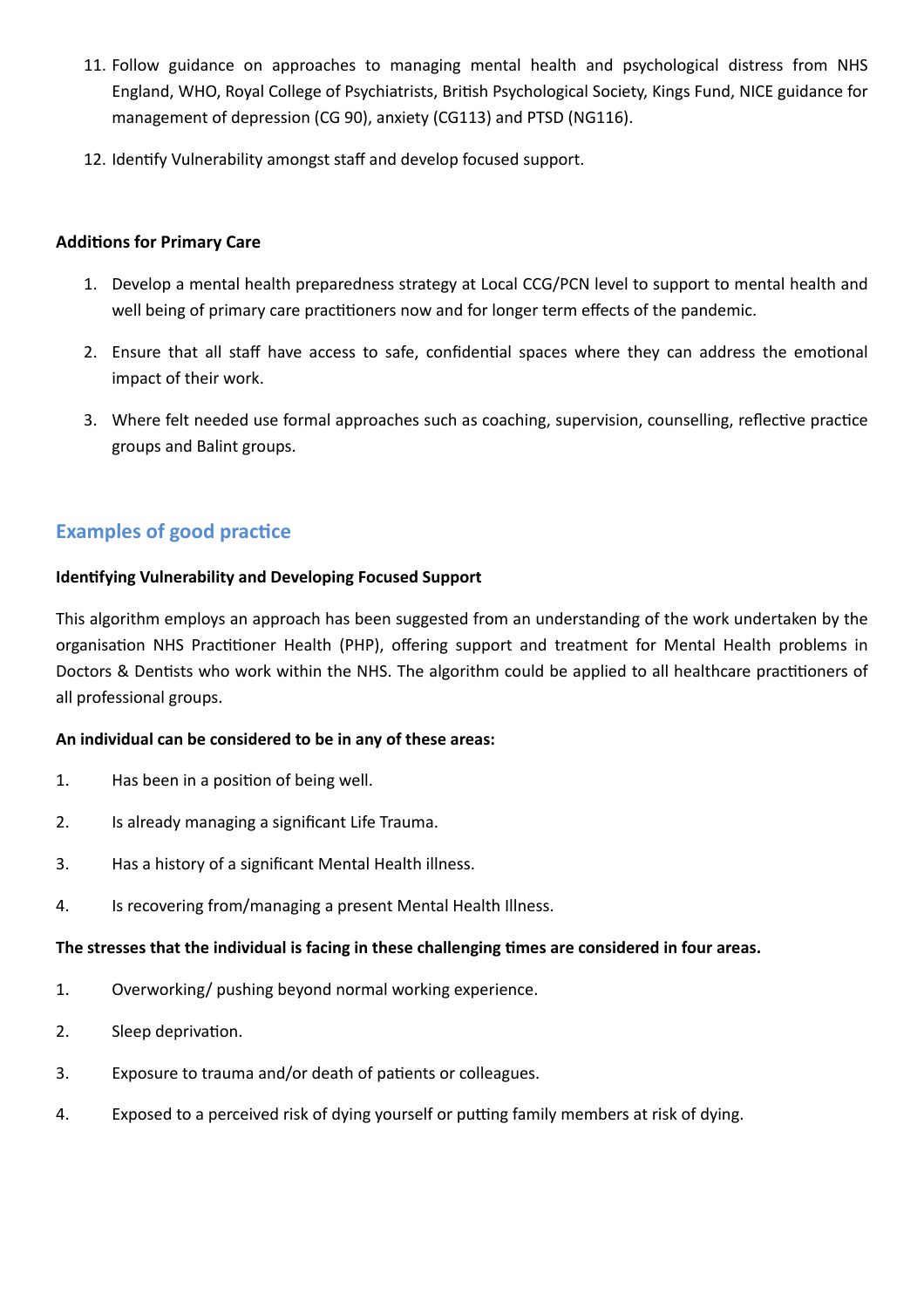11. Follow guidance on approaches to managing mental health and psychological distress from NHS England, WHO, Royal College of Psychiatrists, British Psychological Society, Kings Fund, NICE guidance for management of depression (CG 90), anxiety (CG113) and PTSD (NG116).
12. Identify Vulnerability amongst staff and develop focused support.

**Additions for Primary Care**

1. Develop a mental health preparedness strategy at Local CCG/PCN level to support to mental health and well being of primary care practitioners now and for longer term effects of the pandemic.
2. Ensure that all staff have access to safe, confidential spaces where they can address the emotional impact of their work.
3. Where felt needed use formal approaches such as coaching, supervision, counselling, reflective practice groups and Balint groups.

## Examples of good practice

**Identifying Vulnerability and Developing Focused Support**

This algorithm employs an approach has been suggested from an understanding of the work undertaken by the organisation NHS Practitioner Health (PHP), offering support and treatment for Mental Health problems in Doctors & Dentists who work within the NHS. The algorithm could be applied to all healthcare practitioners of all professional groups.

**An individual can be considered to be in any of these areas:**

1. Has been in a position of being well.
2. Is already managing a significant Life Trauma.
3. Has a history of a significant Mental Health illness.
4. Is recovering from/managing a present Mental Health Illness.

**The stresses that the individual is facing in these challenging times are considered in four areas.**

1. Overworking/ pushing beyond normal working experience.
2. Sleep deprivation.
3. Exposure to trauma and/or death of patients or colleagues.
4. Exposed to a perceived risk of dying yourself or putting family members at risk of dying.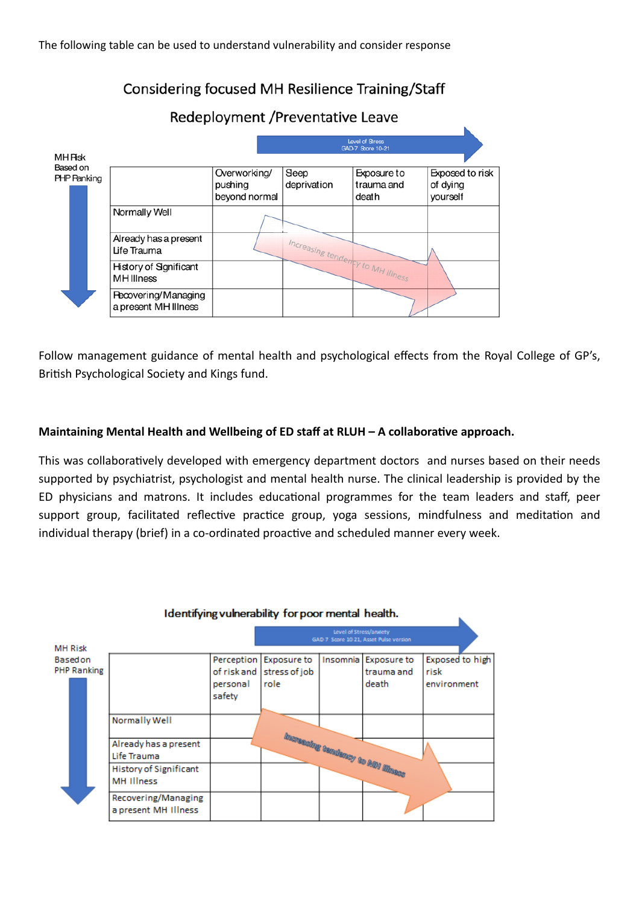The following table can be used to understand vulnerability and consider response

## Considering focused MH Resilience Training/Staff Redeployment /Preventative Leave

Level of Stress GAD-7 Score 10-21 →

MH Risk Based on PHP Ranking ↓

| | Overworking/ pushing beyond normal | Sleep deprivation | Exposure to trauma and death | Exposed to risk of dying yourself |
|---|---|---|---|---|
| Normally Well | | | | |
| Already has a present Life Trauma | | | | |
| History of Significant MH Illness | | | | |
| Recovering/Managing a present MH Illness | | | | |

Increasing tendency to MH illness

Follow management guidance of mental health and psychological effects from the Royal College of GP's, British Psychological Society and Kings fund.

**Maintaining Mental Health and Wellbeing of ED staff at RLUH – A collaborative approach.**

This was collaboratively developed with emergency department doctors and nurses based on their needs supported by psychiatrist, psychologist and mental health nurse. The clinical leadership is provided by the ED physicians and matrons. It includes educational programmes for the team leaders and staff, peer support group, facilitated reflective practice group, yoga sessions, mindfulness and meditation and individual therapy (brief) in a co-ordinated proactive and scheduled manner every week.

## Identifying vulnerability for poor mental health.

Level of Stress/anxiety GAD 7 Score 10-21, Asset Pulse version →

MH Risk Based on PHP Ranking ↓

| | Perception of risk and personal safety | Exposure to stress of job role | Insomnia | Exposure to trauma and death | Exposed to high risk environment |
|---|---|---|---|---|---|
| Normally Well | | | | | |
| Already has a present Life Trauma | | | | | |
| History of Significant MH Illness | | | | | |
| Recovering/Managing a present MH Illness | | | | | |

Increasing tendency to MH illness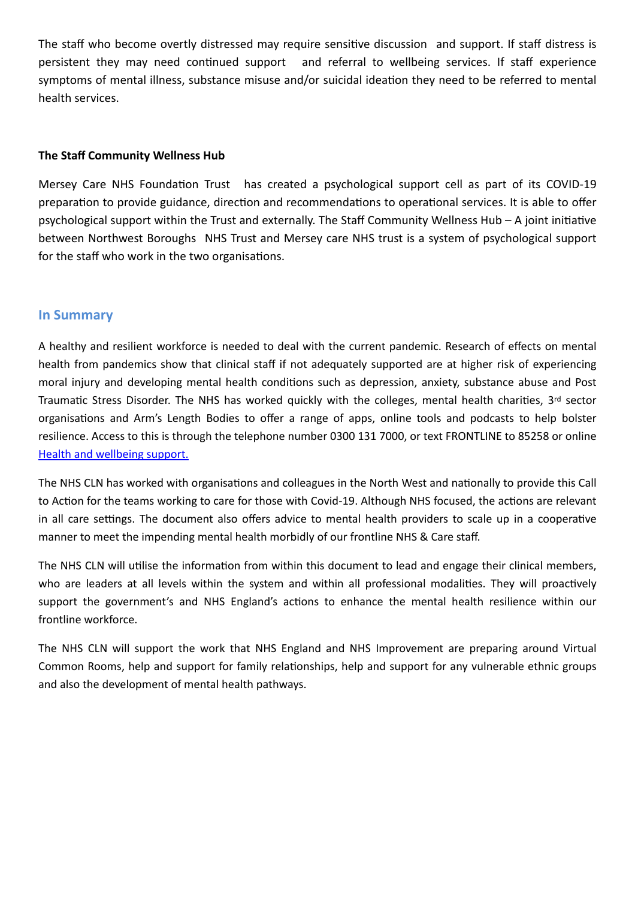The staff who become overtly distressed may require sensitive discussion and support. If staff distress is persistent they may need continued support and referral to wellbeing services. If staff experience symptoms of mental illness, substance misuse and/or suicidal ideation they need to be referred to mental health services.

**The Staff Community Wellness Hub**

Mersey Care NHS Foundation Trust has created a psychological support cell as part of its COVID-19 preparation to provide guidance, direction and recommendations to operational services. It is able to offer psychological support within the Trust and externally. The Staff Community Wellness Hub – A joint initiative between Northwest Boroughs NHS Trust and Mersey care NHS trust is a system of psychological support for the staff who work in the two organisations.

## In Summary

A healthy and resilient workforce is needed to deal with the current pandemic. Research of effects on mental health from pandemics show that clinical staff if not adequately supported are at higher risk of experiencing moral injury and developing mental health conditions such as depression, anxiety, substance abuse and Post Traumatic Stress Disorder. The NHS has worked quickly with the colleges, mental health charities, 3rd sector organisations and Arm's Length Bodies to offer a range of apps, online tools and podcasts to help bolster resilience. Access to this is through the telephone number 0300 131 7000, or text FRONTLINE to 85258 or online Health and wellbeing support.

The NHS CLN has worked with organisations and colleagues in the North West and nationally to provide this Call to Action for the teams working to care for those with Covid-19. Although NHS focused, the actions are relevant in all care settings. The document also offers advice to mental health providers to scale up in a cooperative manner to meet the impending mental health morbidly of our frontline NHS & Care staff.

The NHS CLN will utilise the information from within this document to lead and engage their clinical members, who are leaders at all levels within the system and within all professional modalities. They will proactively support the government's and NHS England's actions to enhance the mental health resilience within our frontline workforce.

The NHS CLN will support the work that NHS England and NHS Improvement are preparing around Virtual Common Rooms, help and support for family relationships, help and support for any vulnerable ethnic groups and also the development of mental health pathways.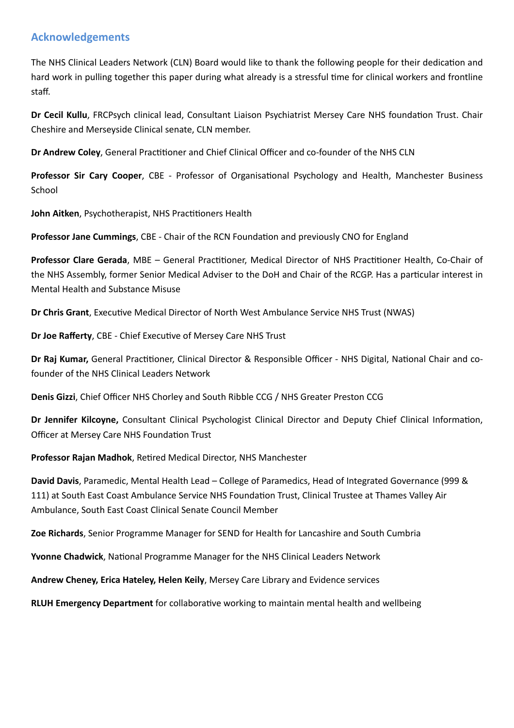## Acknowledgements

The NHS Clinical Leaders Network (CLN) Board would like to thank the following people for their dedication and hard work in pulling together this paper during what already is a stressful time for clinical workers and frontline staff.

**Dr Cecil Kullu**, FRCPsych clinical lead, Consultant Liaison Psychiatrist Mersey Care NHS foundation Trust. Chair Cheshire and Merseyside Clinical senate, CLN member.

**Dr Andrew Coley**, General Practitioner and Chief Clinical Officer and co-founder of the NHS CLN

**Professor Sir Cary Cooper**, CBE - Professor of Organisational Psychology and Health, Manchester Business School

**John Aitken**, Psychotherapist, NHS Practitioners Health

**Professor Jane Cummings**, CBE - Chair of the RCN Foundation and previously CNO for England

**Professor Clare Gerada**, MBE – General Practitioner, Medical Director of NHS Practitioner Health, Co-Chair of the NHS Assembly, former Senior Medical Adviser to the DoH and Chair of the RCGP. Has a particular interest in Mental Health and Substance Misuse

**Dr Chris Grant**, Executive Medical Director of North West Ambulance Service NHS Trust (NWAS)

**Dr Joe Rafferty**, CBE - Chief Executive of Mersey Care NHS Trust

**Dr Raj Kumar,** General Practitioner, Clinical Director & Responsible Officer - NHS Digital, National Chair and co-founder of the NHS Clinical Leaders Network

**Denis Gizzi**, Chief Officer NHS Chorley and South Ribble CCG / NHS Greater Preston CCG

**Dr Jennifer Kilcoyne,** Consultant Clinical Psychologist Clinical Director and Deputy Chief Clinical Information, Officer at Mersey Care NHS Foundation Trust

**Professor Rajan Madhok**, Retired Medical Director, NHS Manchester

**David Davis**, Paramedic, Mental Health Lead – College of Paramedics, Head of Integrated Governance (999 & 111) at South East Coast Ambulance Service NHS Foundation Trust, Clinical Trustee at Thames Valley Air Ambulance, South East Coast Clinical Senate Council Member

**Zoe Richards**, Senior Programme Manager for SEND for Health for Lancashire and South Cumbria

**Yvonne Chadwick**, National Programme Manager for the NHS Clinical Leaders Network

**Andrew Cheney, Erica Hateley, Helen Keily**, Mersey Care Library and Evidence services

**RLUH Emergency Department** for collaborative working to maintain mental health and wellbeing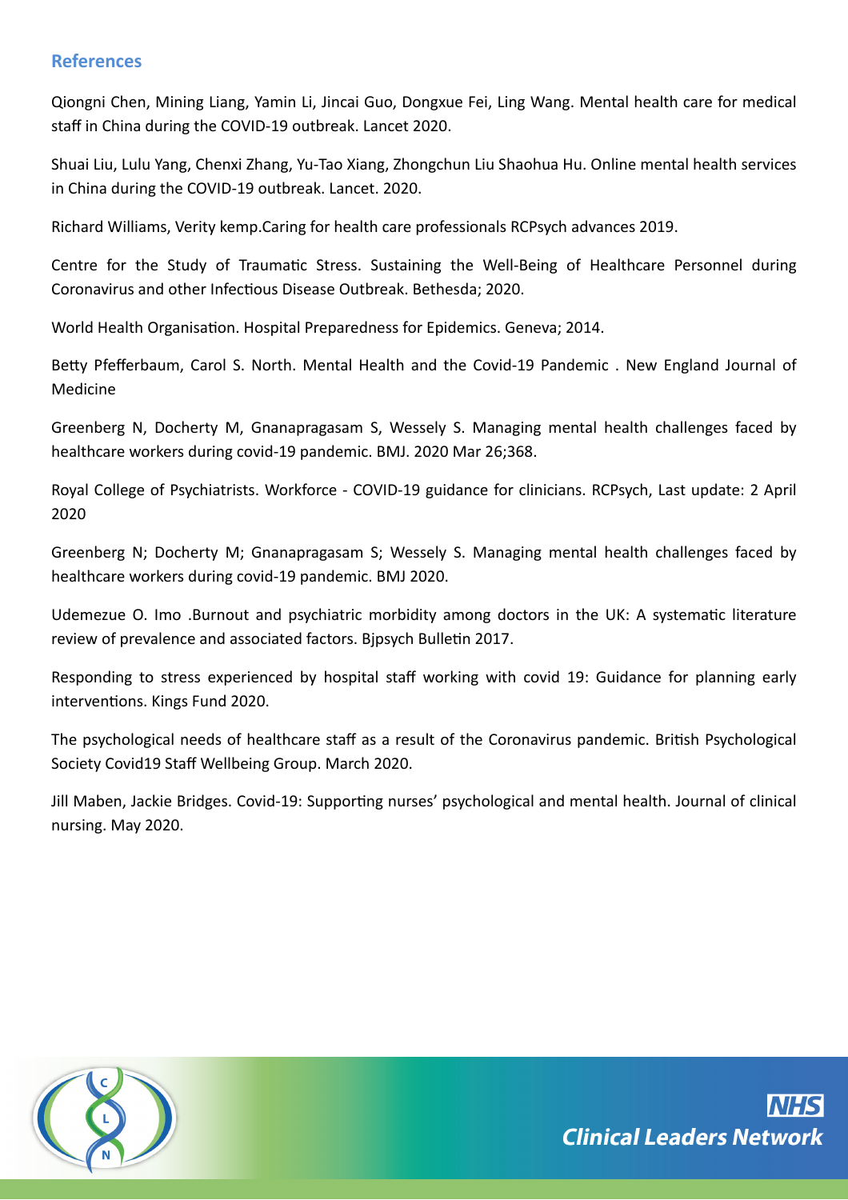## References

Qiongni Chen, Mining Liang, Yamin Li, Jincai Guo, Dongxue Fei, Ling Wang. Mental health care for medical staff in China during the COVID-19 outbreak. Lancet 2020.

Shuai Liu, Lulu Yang, Chenxi Zhang, Yu-Tao Xiang, Zhongchun Liu Shaohua Hu. Online mental health services in China during the COVID-19 outbreak. Lancet. 2020.

Richard Williams, Verity kemp.Caring for health care professionals RCPsych advances 2019.

Centre for the Study of Traumatic Stress. Sustaining the Well-Being of Healthcare Personnel during Coronavirus and other Infectious Disease Outbreak. Bethesda; 2020.

World Health Organisation. Hospital Preparedness for Epidemics. Geneva; 2014.

Betty Pfefferbaum, Carol S. North. Mental Health and the Covid-19 Pandemic . New England Journal of Medicine

Greenberg N, Docherty M, Gnanapragasam S, Wessely S. Managing mental health challenges faced by healthcare workers during covid-19 pandemic. BMJ. 2020 Mar 26;368.

Royal College of Psychiatrists. Workforce - COVID-19 guidance for clinicians. RCPsych, Last update: 2 April 2020

Greenberg N; Docherty M; Gnanapragasam S; Wessely S. Managing mental health challenges faced by healthcare workers during covid-19 pandemic. BMJ 2020.

Udemezue O. Imo .Burnout and psychiatric morbidity among doctors in the UK: A systematic literature review of prevalence and associated factors. Bjpsych Bulletin 2017.

Responding to stress experienced by hospital staff working with covid 19: Guidance for planning early interventions. Kings Fund 2020.

The psychological needs of healthcare staff as a result of the Coronavirus pandemic. British Psychological Society Covid19 Staff Wellbeing Group. March 2020.

Jill Maben, Jackie Bridges. Covid-19: Supporting nurses' psychological and mental health. Journal of clinical nursing. May 2020.